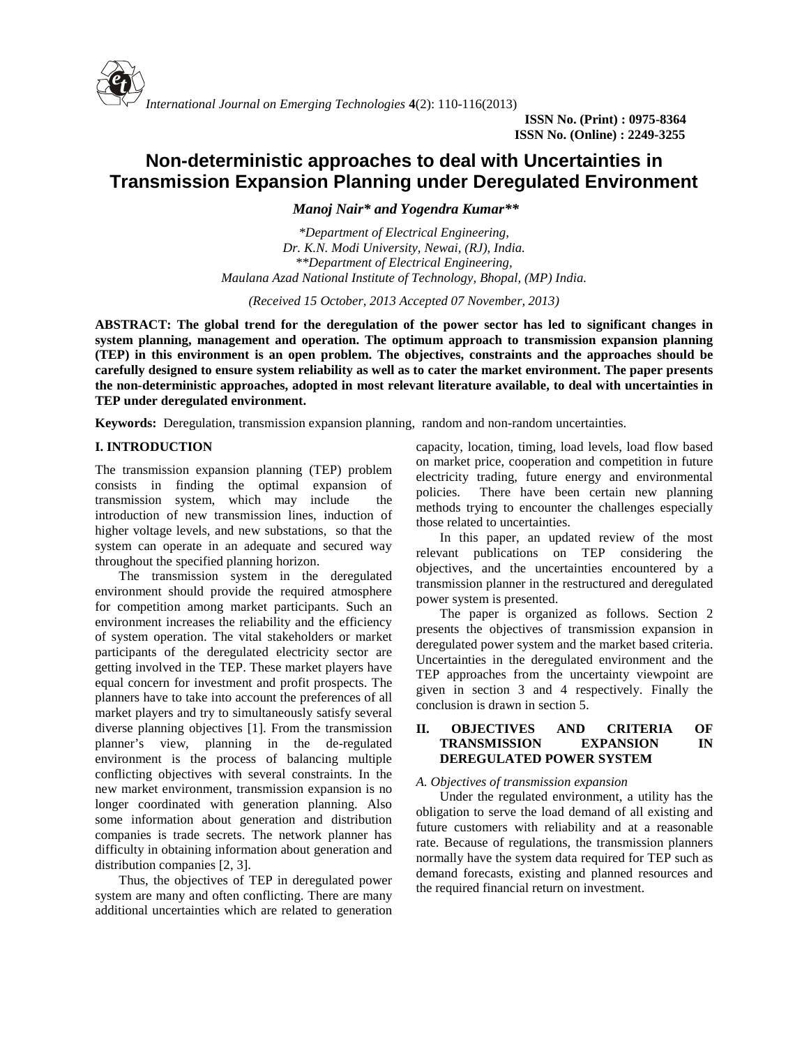# Non-deterministic approaches to deal with Uncertainties in Transmission Expansion Planning under Deregulated Environment

***Manoj Nair\* and Yogendra Kumar\*\****

*\*Department of Electrical Engineering, Dr. K.N. Modi University, Newai, (RJ), India.*
*\*\*Department of Electrical Engineering, Maulana Azad National Institute of Technology, Bhopal, (MP) India.*

*(Received 15 October, 2013 Accepted 07 November, 2013)*

**ABSTRACT: The global trend for the deregulation of the power sector has led to significant changes in system planning, management and operation. The optimum approach to transmission expansion planning (TEP) in this environment is an open problem. The objectives, constraints and the approaches should be carefully designed to ensure system reliability as well as to cater the market environment. The paper presents the non-deterministic approaches, adopted in most relevant literature available, to deal with uncertainties in TEP under deregulated environment.**

**Keywords:** Deregulation, transmission expansion planning, random and non-random uncertainties.

## I. INTRODUCTION

The transmission expansion planning (TEP) problem consists in finding the optimal expansion of transmission system, which may include the introduction of new transmission lines, induction of higher voltage levels, and new substations, so that the system can operate in an adequate and secured way throughout the specified planning horizon.

The transmission system in the deregulated environment should provide the required atmosphere for competition among market participants. Such an environment increases the reliability and the efficiency of system operation. The vital stakeholders or market participants of the deregulated electricity sector are getting involved in the TEP. These market players have equal concern for investment and profit prospects. The planners have to take into account the preferences of all market players and try to simultaneously satisfy several diverse planning objectives [1]. From the transmission planner's view, planning in the de-regulated environment is the process of balancing multiple conflicting objectives with several constraints. In the new market environment, transmission expansion is no longer coordinated with generation planning. Also some information about generation and distribution companies is trade secrets. The network planner has difficulty in obtaining information about generation and distribution companies [2, 3].

Thus, the objectives of TEP in deregulated power system are many and often conflicting. There are many additional uncertainties which are related to generation capacity, location, timing, load levels, load flow based on market price, cooperation and competition in future electricity trading, future energy and environmental policies. There have been certain new planning methods trying to encounter the challenges especially those related to uncertainties.

In this paper, an updated review of the most relevant publications on TEP considering the objectives, and the uncertainties encountered by a transmission planner in the restructured and deregulated power system is presented.

The paper is organized as follows. Section 2 presents the objectives of transmission expansion in deregulated power system and the market based criteria. Uncertainties in the deregulated environment and the TEP approaches from the uncertainty viewpoint are given in section 3 and 4 respectively. Finally the conclusion is drawn in section 5.

## II. OBJECTIVES AND CRITERIA OF TRANSMISSION EXPANSION IN DEREGULATED POWER SYSTEM

### *A. Objectives of transmission expansion*

Under the regulated environment, a utility has the obligation to serve the load demand of all existing and future customers with reliability and at a reasonable rate. Because of regulations, the transmission planners normally have the system data required for TEP such as demand forecasts, existing and planned resources and the required financial return on investment.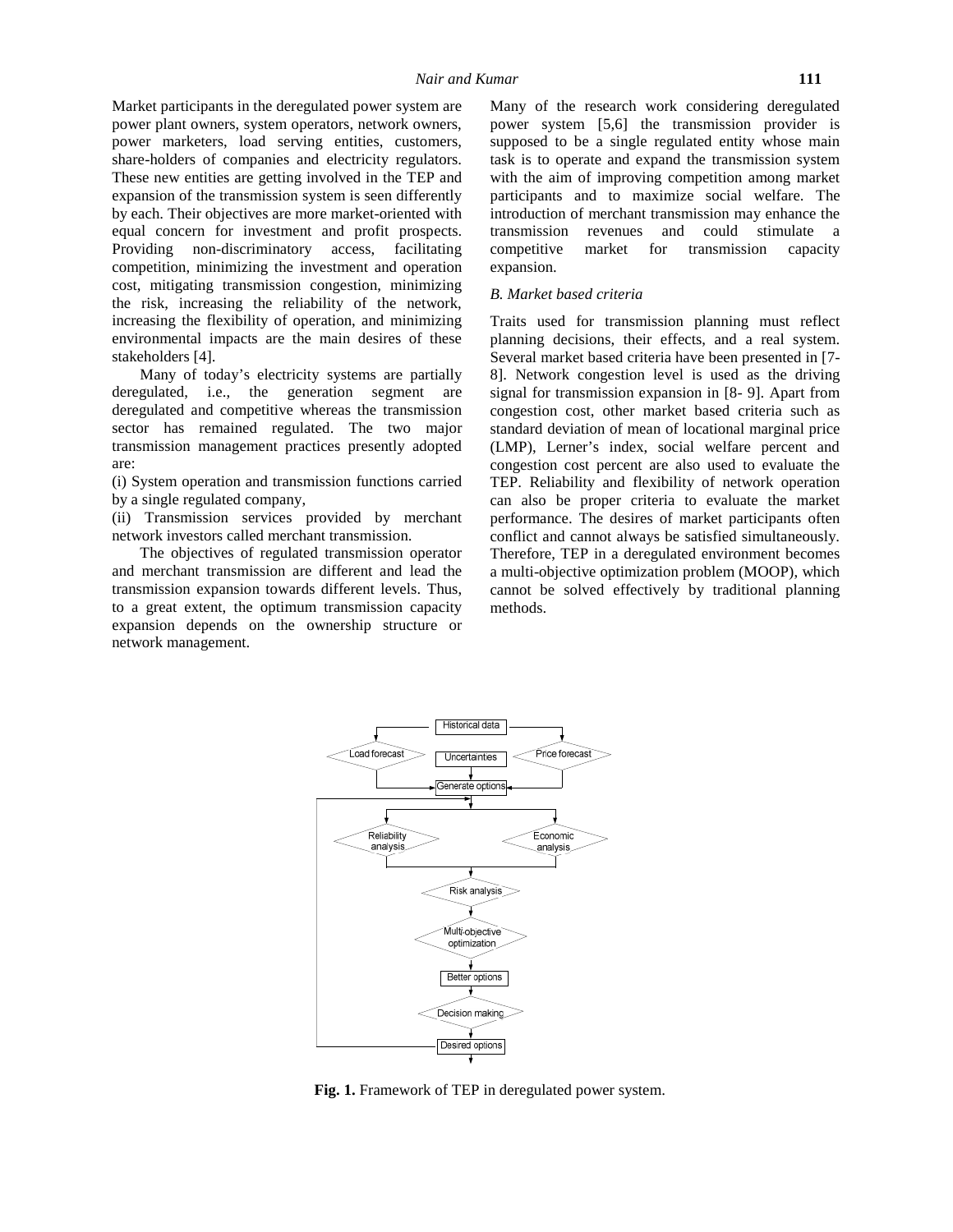Market participants in the deregulated power system are power plant owners, system operators, network owners, power marketers, load serving entities, customers, share-holders of companies and electricity regulators. These new entities are getting involved in the TEP and expansion of the transmission system is seen differently by each. Their objectives are more market-oriented with equal concern for investment and profit prospects. Providing non-discriminatory access, facilitating competition, minimizing the investment and operation cost, mitigating transmission congestion, minimizing the risk, increasing the reliability of the network, increasing the flexibility of operation, and minimizing environmental impacts are the main desires of these stakeholders [4].

Many of today's electricity systems are partially deregulated, i.e., the generation segment are deregulated and competitive whereas the transmission sector has remained regulated. The two major transmission management practices presently adopted are:

(i) System operation and transmission functions carried by a single regulated company,

(ii) Transmission services provided by merchant network investors called merchant transmission.

The objectives of regulated transmission operator and merchant transmission are different and lead the transmission expansion towards different levels. Thus, to a great extent, the optimum transmission capacity expansion depends on the ownership structure or network management.

Many of the research work considering deregulated power system [5,6] the transmission provider is supposed to be a single regulated entity whose main task is to operate and expand the transmission system with the aim of improving competition among market participants and to maximize social welfare. The introduction of merchant transmission may enhance the transmission revenues and could stimulate a competitive market for transmission capacity expansion.

### *B. Market based criteria*

Traits used for transmission planning must reflect planning decisions, their effects, and a real system. Several market based criteria have been presented in [7-8]. Network congestion level is used as the driving signal for transmission expansion in [8- 9]. Apart from congestion cost, other market based criteria such as standard deviation of mean of locational marginal price (LMP), Lerner's index, social welfare percent and congestion cost percent are also used to evaluate the TEP. Reliability and flexibility of network operation can also be proper criteria to evaluate the market performance. The desires of market participants often conflict and cannot always be satisfied simultaneously. Therefore, TEP in a deregulated environment becomes a multi-objective optimization problem (MOOP), which cannot be solved effectively by traditional planning methods.

**Fig. 1.** Framework of TEP in deregulated power system.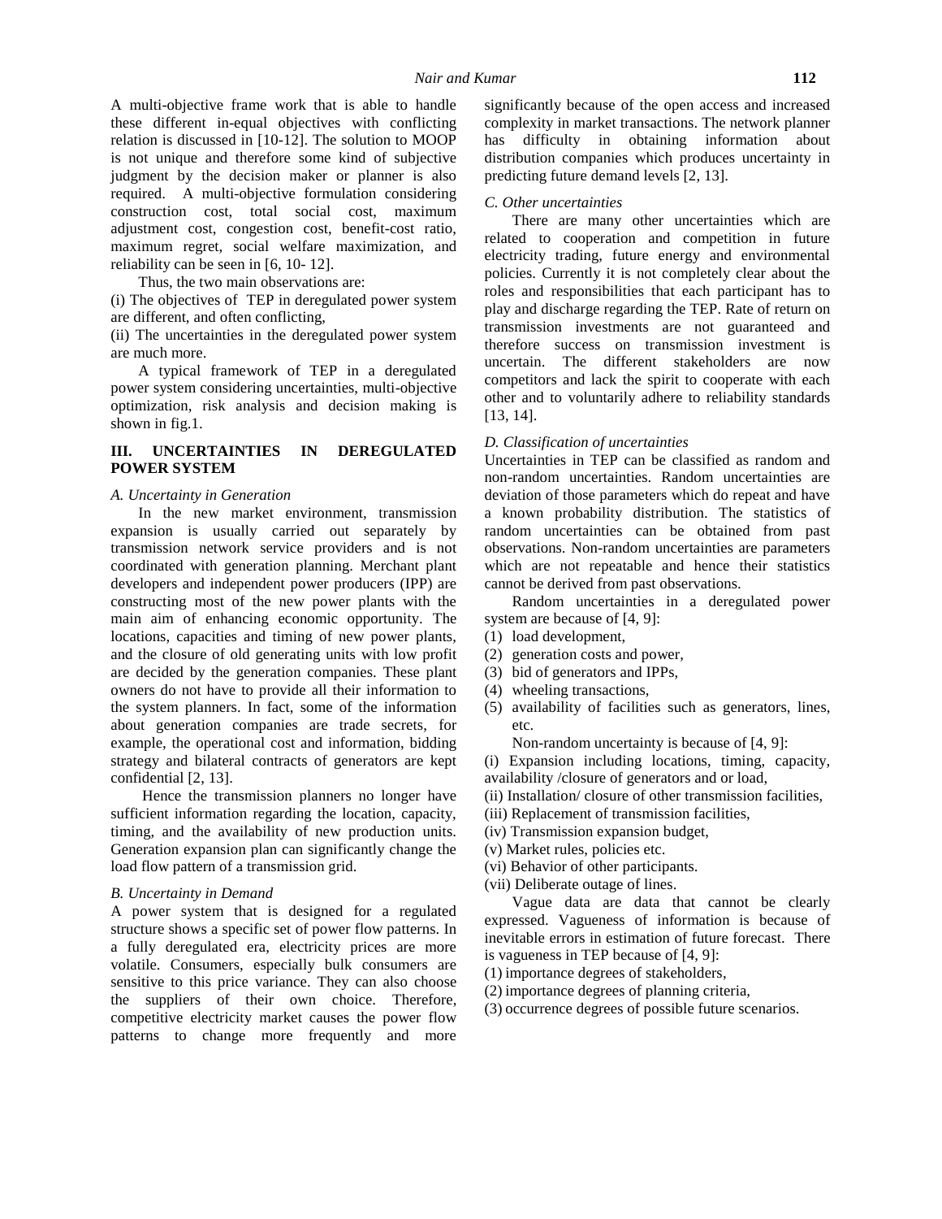A multi-objective frame work that is able to handle these different in-equal objectives with conflicting relation is discussed in [10-12]. The solution to MOOP is not unique and therefore some kind of subjective judgment by the decision maker or planner is also required. A multi-objective formulation considering construction cost, total social cost, maximum adjustment cost, congestion cost, benefit-cost ratio, maximum regret, social welfare maximization, and reliability can be seen in [6, 10- 12].

Thus, the two main observations are:

(i) The objectives of TEP in deregulated power system are different, and often conflicting,

(ii) The uncertainties in the deregulated power system are much more.

A typical framework of TEP in a deregulated power system considering uncertainties, multi-objective optimization, risk analysis and decision making is shown in fig.1.

## III. UNCERTAINTIES IN DEREGULATED POWER SYSTEM

### *A. Uncertainty in Generation*

In the new market environment, transmission expansion is usually carried out separately by transmission network service providers and is not coordinated with generation planning. Merchant plant developers and independent power producers (IPP) are constructing most of the new power plants with the main aim of enhancing economic opportunity. The locations, capacities and timing of new power plants, and the closure of old generating units with low profit are decided by the generation companies. These plant owners do not have to provide all their information to the system planners. In fact, some of the information about generation companies are trade secrets, for example, the operational cost and information, bidding strategy and bilateral contracts of generators are kept confidential [2, 13].

Hence the transmission planners no longer have sufficient information regarding the location, capacity, timing, and the availability of new production units. Generation expansion plan can significantly change the load flow pattern of a transmission grid.

### *B. Uncertainty in Demand*

A power system that is designed for a regulated structure shows a specific set of power flow patterns. In a fully deregulated era, electricity prices are more volatile. Consumers, especially bulk consumers are sensitive to this price variance. They can also choose the suppliers of their own choice. Therefore, competitive electricity market causes the power flow patterns to change more frequently and more significantly because of the open access and increased complexity in market transactions. The network planner has difficulty in obtaining information about distribution companies which produces uncertainty in predicting future demand levels [2, 13].

### *C. Other uncertainties*

There are many other uncertainties which are related to cooperation and competition in future electricity trading, future energy and environmental policies. Currently it is not completely clear about the roles and responsibilities that each participant has to play and discharge regarding the TEP. Rate of return on transmission investments are not guaranteed and therefore success on transmission investment is uncertain. The different stakeholders are now competitors and lack the spirit to cooperate with each other and to voluntarily adhere to reliability standards [13, 14].

### *D. Classification of uncertainties*

Uncertainties in TEP can be classified as random and non-random uncertainties. Random uncertainties are deviation of those parameters which do repeat and have a known probability distribution. The statistics of random uncertainties can be obtained from past observations. Non-random uncertainties are parameters which are not repeatable and hence their statistics cannot be derived from past observations.

Random uncertainties in a deregulated power system are because of [4, 9]:

(1) load development,
(2) generation costs and power,
(3) bid of generators and IPPs,
(4) wheeling transactions,
(5) availability of facilities such as generators, lines, etc.

Non-random uncertainty is because of [4, 9]:

(i) Expansion including locations, timing, capacity, availability /closure of generators and or load,
(ii) Installation/ closure of other transmission facilities,
(iii) Replacement of transmission facilities,
(iv) Transmission expansion budget,
(v) Market rules, policies etc.
(vi) Behavior of other participants.
(vii) Deliberate outage of lines.

Vague data are data that cannot be clearly expressed. Vagueness of information is because of inevitable errors in estimation of future forecast. There is vagueness in TEP because of [4, 9]:

(1) importance degrees of stakeholders,
(2) importance degrees of planning criteria,
(3) occurrence degrees of possible future scenarios.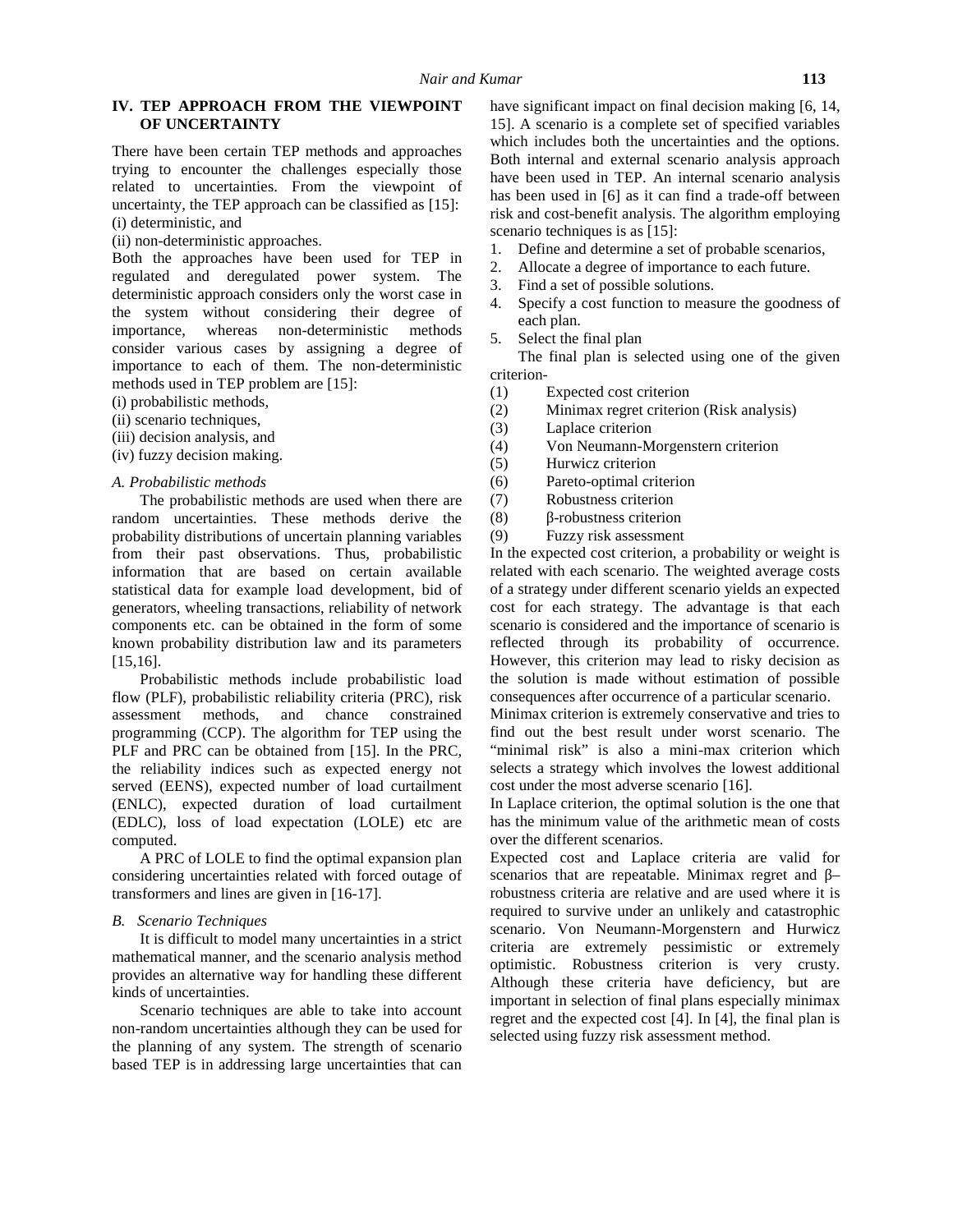## IV. TEP APPROACH FROM THE VIEWPOINT OF UNCERTAINTY

There have been certain TEP methods and approaches trying to encounter the challenges especially those related to uncertainties. From the viewpoint of uncertainty, the TEP approach can be classified as [15]:

(i) deterministic, and

(ii) non-deterministic approaches.

Both the approaches have been used for TEP in regulated and deregulated power system. The deterministic approach considers only the worst case in the system without considering their degree of importance, whereas non-deterministic methods consider various cases by assigning a degree of importance to each of them. The non-deterministic methods used in TEP problem are [15]:

(i) probabilistic methods,

(ii) scenario techniques,

(iii) decision analysis, and

(iv) fuzzy decision making.

### *A. Probabilistic methods*

The probabilistic methods are used when there are random uncertainties. These methods derive the probability distributions of uncertain planning variables from their past observations. Thus, probabilistic information that are based on certain available statistical data for example load development, bid of generators, wheeling transactions, reliability of network components etc. can be obtained in the form of some known probability distribution law and its parameters [15,16].

Probabilistic methods include probabilistic load flow (PLF), probabilistic reliability criteria (PRC), risk assessment methods, and chance constrained programming (CCP). The algorithm for TEP using the PLF and PRC can be obtained from [15]. In the PRC, the reliability indices such as expected energy not served (EENS), expected number of load curtailment (ENLC), expected duration of load curtailment (EDLC), loss of load expectation (LOLE) etc are computed.

A PRC of LOLE to find the optimal expansion plan considering uncertainties related with forced outage of transformers and lines are given in [16-17].

### *B. Scenario Techniques*

It is difficult to model many uncertainties in a strict mathematical manner, and the scenario analysis method provides an alternative way for handling these different kinds of uncertainties.

Scenario techniques are able to take into account non-random uncertainties although they can be used for the planning of any system. The strength of scenario based TEP is in addressing large uncertainties that can have significant impact on final decision making [6, 14, 15]. A scenario is a complete set of specified variables which includes both the uncertainties and the options. Both internal and external scenario analysis approach have been used in TEP. An internal scenario analysis has been used in [6] as it can find a trade-off between risk and cost-benefit analysis. The algorithm employing scenario techniques is as [15]:

1. Define and determine a set of probable scenarios,
2. Allocate a degree of importance to each future.
3. Find a set of possible solutions.
4. Specify a cost function to measure the goodness of each plan.
5. Select the final plan

The final plan is selected using one of the given criterion-

(1) Expected cost criterion

(2) Minimax regret criterion (Risk analysis)

(3) Laplace criterion

(4) Von Neumann-Morgenstern criterion

(5) Hurwicz criterion

(6) Pareto-optimal criterion

(7) Robustness criterion

(8) β-robustness criterion

(9) Fuzzy risk assessment

In the expected cost criterion, a probability or weight is related with each scenario. The weighted average costs of a strategy under different scenario yields an expected cost for each strategy. The advantage is that each scenario is considered and the importance of scenario is reflected through its probability of occurrence. However, this criterion may lead to risky decision as the solution is made without estimation of possible consequences after occurrence of a particular scenario.

Minimax criterion is extremely conservative and tries to find out the best result under worst scenario. The "minimal risk" is also a mini-max criterion which selects a strategy which involves the lowest additional cost under the most adverse scenario [16].

In Laplace criterion, the optimal solution is the one that has the minimum value of the arithmetic mean of costs over the different scenarios.

Expected cost and Laplace criteria are valid for scenarios that are repeatable. Minimax regret and β–robustness criteria are relative and are used where it is required to survive under an unlikely and catastrophic scenario. Von Neumann-Morgenstern and Hurwicz criteria are extremely pessimistic or extremely optimistic. Robustness criterion is very crusty. Although these criteria have deficiency, but are important in selection of final plans especially minimax regret and the expected cost [4]. In [4], the final plan is selected using fuzzy risk assessment method.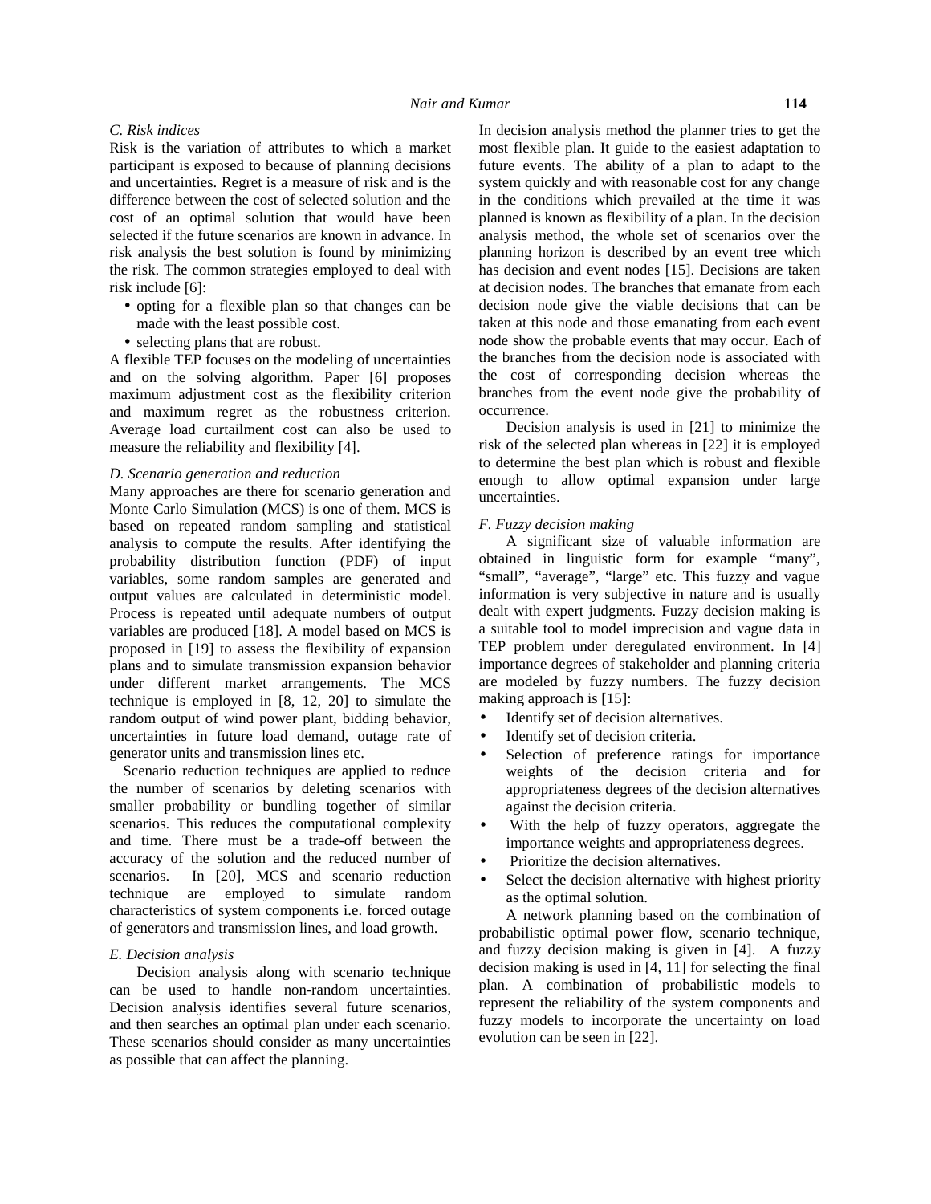### C. Risk indices

Risk is the variation of attributes to which a market participant is exposed to because of planning decisions and uncertainties. Regret is a measure of risk and is the difference between the cost of selected solution and the cost of an optimal solution that would have been selected if the future scenarios are known in advance. In risk analysis the best solution is found by minimizing the risk. The common strategies employed to deal with risk include [6]:

- opting for a flexible plan so that changes can be made with the least possible cost.
- selecting plans that are robust.

A flexible TEP focuses on the modeling of uncertainties and on the solving algorithm. Paper [6] proposes maximum adjustment cost as the flexibility criterion and maximum regret as the robustness criterion. Average load curtailment cost can also be used to measure the reliability and flexibility [4].

### D. Scenario generation and reduction

Many approaches are there for scenario generation and Monte Carlo Simulation (MCS) is one of them. MCS is based on repeated random sampling and statistical analysis to compute the results. After identifying the probability distribution function (PDF) of input variables, some random samples are generated and output values are calculated in deterministic model. Process is repeated until adequate numbers of output variables are produced [18]. A model based on MCS is proposed in [19] to assess the flexibility of expansion plans and to simulate transmission expansion behavior under different market arrangements. The MCS technique is employed in [8, 12, 20] to simulate the random output of wind power plant, bidding behavior, uncertainties in future load demand, outage rate of generator units and transmission lines etc.

Scenario reduction techniques are applied to reduce the number of scenarios by deleting scenarios with smaller probability or bundling together of similar scenarios. This reduces the computational complexity and time. There must be a trade-off between the accuracy of the solution and the reduced number of scenarios. In [20], MCS and scenario reduction technique are employed to simulate random characteristics of system components i.e. forced outage of generators and transmission lines, and load growth.

### E. Decision analysis

Decision analysis along with scenario technique can be used to handle non-random uncertainties. Decision analysis identifies several future scenarios, and then searches an optimal plan under each scenario. These scenarios should consider as many uncertainties as possible that can affect the planning.

In decision analysis method the planner tries to get the most flexible plan. It guide to the easiest adaptation to future events. The ability of a plan to adapt to the system quickly and with reasonable cost for any change in the conditions which prevailed at the time it was planned is known as flexibility of a plan. In the decision analysis method, the whole set of scenarios over the planning horizon is described by an event tree which has decision and event nodes [15]. Decisions are taken at decision nodes. The branches that emanate from each decision node give the viable decisions that can be taken at this node and those emanating from each event node show the probable events that may occur. Each of the branches from the decision node is associated with the cost of corresponding decision whereas the branches from the event node give the probability of occurrence.

Decision analysis is used in [21] to minimize the risk of the selected plan whereas in [22] it is employed to determine the best plan which is robust and flexible enough to allow optimal expansion under large uncertainties.

### F. Fuzzy decision making

A significant size of valuable information are obtained in linguistic form for example "many", "small", "average", "large" etc. This fuzzy and vague information is very subjective in nature and is usually dealt with expert judgments. Fuzzy decision making is a suitable tool to model imprecision and vague data in TEP problem under deregulated environment. In [4] importance degrees of stakeholder and planning criteria are modeled by fuzzy numbers. The fuzzy decision making approach is [15]:

- Identify set of decision alternatives.
- Identify set of decision criteria.
- Selection of preference ratings for importance weights of the decision criteria and for appropriateness degrees of the decision alternatives against the decision criteria.
- With the help of fuzzy operators, aggregate the importance weights and appropriateness degrees.
- Prioritize the decision alternatives.
- Select the decision alternative with highest priority as the optimal solution.

A network planning based on the combination of probabilistic optimal power flow, scenario technique, and fuzzy decision making is given in [4]. A fuzzy decision making is used in [4, 11] for selecting the final plan. A combination of probabilistic models to represent the reliability of the system components and fuzzy models to incorporate the uncertainty on load evolution can be seen in [22].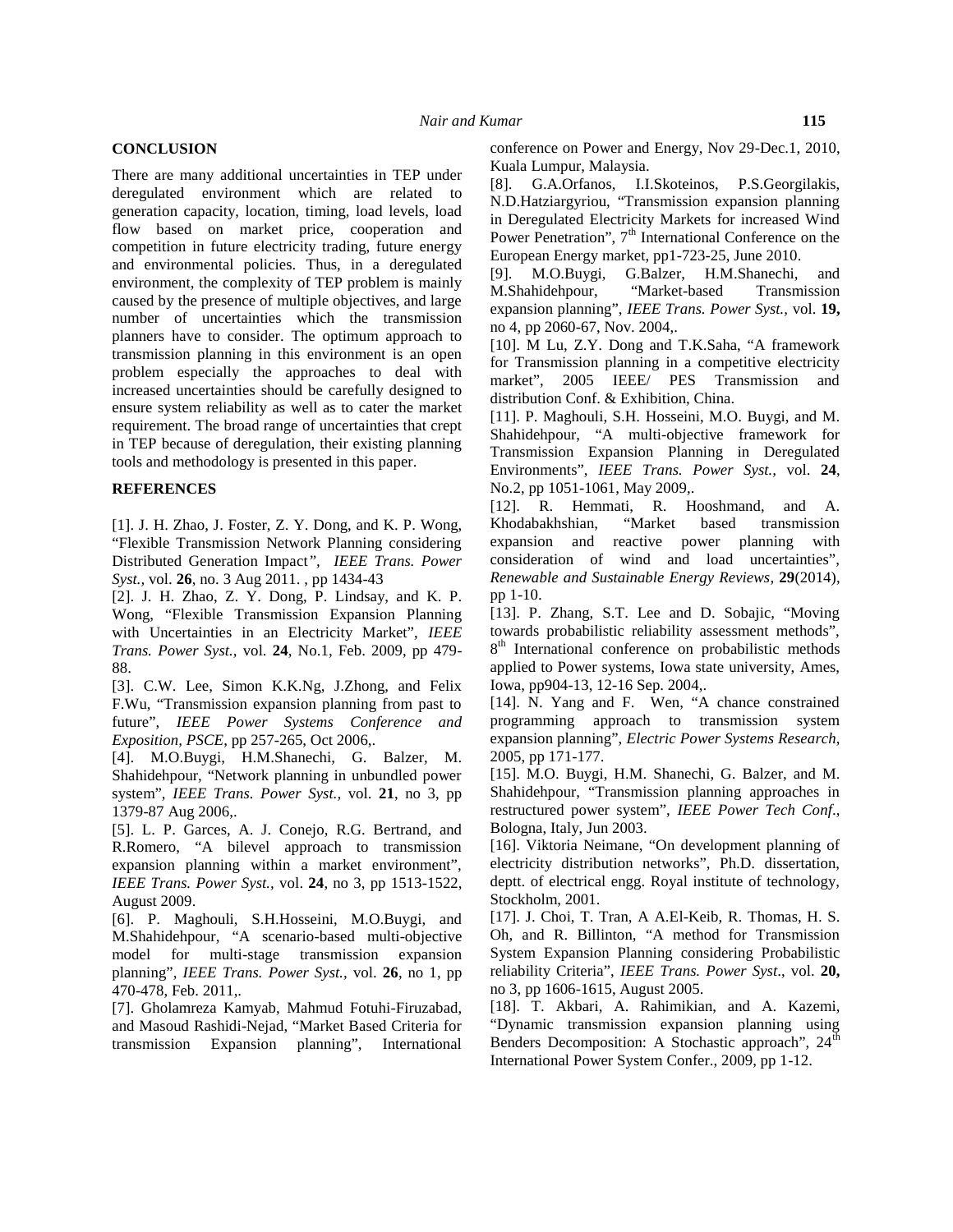## CONCLUSION

There are many additional uncertainties in TEP under deregulated environment which are related to generation capacity, location, timing, load levels, load flow based on market price, cooperation and competition in future electricity trading, future energy and environmental policies. Thus, in a deregulated environment, the complexity of TEP problem is mainly caused by the presence of multiple objectives, and large number of uncertainties which the transmission planners have to consider. The optimum approach to transmission planning in this environment is an open problem especially the approaches to deal with increased uncertainties should be carefully designed to ensure system reliability as well as to cater the market requirement. The broad range of uncertainties that crept in TEP because of deregulation, their existing planning tools and methodology is presented in this paper.

## REFERENCES

[1]. J. H. Zhao, J. Foster, Z. Y. Dong, and K. P. Wong, "Flexible Transmission Network Planning considering Distributed Generation Impact", *IEEE Trans. Power Syst.*, vol. **26**, no. 3 Aug 2011. , pp 1434-43

[2]. J. H. Zhao, Z. Y. Dong, P. Lindsay, and K. P. Wong, "Flexible Transmission Expansion Planning with Uncertainties in an Electricity Market", *IEEE Trans. Power Syst.,* vol. **24**, No.1, Feb. 2009, pp 479-88.

[3]. C.W. Lee, Simon K.K.Ng, J.Zhong, and Felix F.Wu, "Transmission expansion planning from past to future", *IEEE Power Systems Conference and Exposition, PSCE*, pp 257-265, Oct 2006,.

[4]. M.O.Buygi, H.M.Shanechi, G. Balzer, M. Shahidehpour, "Network planning in unbundled power system", *IEEE Trans. Power Syst.,* vol. **21**, no 3, pp 1379-87 Aug 2006,.

[5]. L. P. Garces, A. J. Conejo, R.G. Bertrand, and R.Romero, "A bilevel approach to transmission expansion planning within a market environment", *IEEE Trans. Power Syst.,* vol. **24**, no 3, pp 1513-1522, August 2009.

[6]. P. Maghouli, S.H.Hosseini, M.O.Buygi, and M.Shahidehpour, "A scenario-based multi-objective model for multi-stage transmission expansion planning", *IEEE Trans. Power Syst.,* vol. **26**, no 1, pp 470-478, Feb. 2011,.

[7]. Gholamreza Kamyab, Mahmud Fotuhi-Firuzabad, and Masoud Rashidi-Nejad, "Market Based Criteria for transmission Expansion planning", International conference on Power and Energy, Nov 29-Dec.1, 2010, Kuala Lumpur, Malaysia.

[8]. G.A.Orfanos, I.I.Skoteinos, P.S.Georgilakis, N.D.Hatziargyriou, "Transmission expansion planning in Deregulated Electricity Markets for increased Wind Power Penetration", 7th International Conference on the European Energy market, pp1-723-25, June 2010.

[9]. M.O.Buygi, G.Balzer, H.M.Shanechi, and M.Shahidehpour, "Market-based Transmission expansion planning", *IEEE Trans. Power Syst.,* vol. **19,** no 4, pp 2060-67, Nov. 2004,.

[10]. M Lu, Z.Y. Dong and T.K.Saha, "A framework for Transmission planning in a competitive electricity market", 2005 IEEE/ PES Transmission and distribution Conf. & Exhibition, China.

[11]. P. Maghouli, S.H. Hosseini, M.O. Buygi, and M. Shahidehpour, "A multi-objective framework for Transmission Expansion Planning in Deregulated Environments", *IEEE Trans. Power Syst.,* vol. **24**, No.2, pp 1051-1061, May 2009,.

[12]. R. Hemmati, R. Hooshmand, and A. Khodabakhshian, "Market based transmission expansion and reactive power planning with consideration of wind and load uncertainties", *Renewable and Sustainable Energy Reviews*, **29**(2014), pp 1-10.

[13]. P. Zhang, S.T. Lee and D. Sobajic, "Moving towards probabilistic reliability assessment methods", 8th International conference on probabilistic methods applied to Power systems, Iowa state university, Ames, Iowa, pp904-13, 12-16 Sep. 2004,.

[14]. N. Yang and F. Wen, "A chance constrained programming approach to transmission system expansion planning", *Electric Power Systems Research*, 2005, pp 171-177.

[15]. M.O. Buygi, H.M. Shanechi, G. Balzer, and M. Shahidehpour, "Transmission planning approaches in restructured power system", *IEEE Power Tech Conf.*, Bologna, Italy, Jun 2003.

[16]. Viktoria Neimane, "On development planning of electricity distribution networks", Ph.D. dissertation, deptt. of electrical engg. Royal institute of technology, Stockholm, 2001.

[17]. J. Choi, T. Tran, A A.El-Keib, R. Thomas, H. S. Oh, and R. Billinton, "A method for Transmission System Expansion Planning considering Probabilistic reliability Criteria", *IEEE Trans. Power Syst*., vol. **20,** no 3, pp 1606-1615, August 2005.

[18]. T. Akbari, A. Rahimikian, and A. Kazemi, "Dynamic transmission expansion planning using Benders Decomposition: A Stochastic approach", 24th International Power System Confer., 2009, pp 1-12.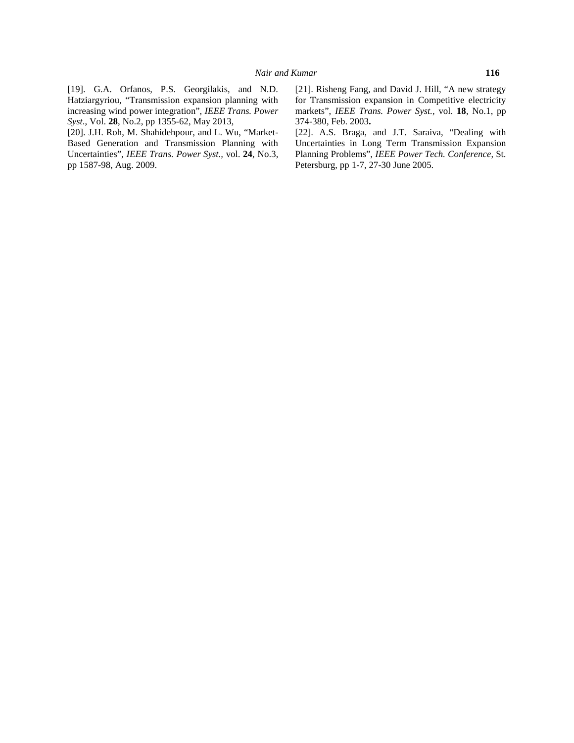[19]. G.A. Orfanos, P.S. Georgilakis, and N.D. Hatziargyriou, "Transmission expansion planning with increasing wind power integration", *IEEE Trans. Power Syst*., Vol. **28**, No.2, pp 1355-62, May 2013,

[20]. J.H. Roh, M. Shahidehpour, and L. Wu, "Market-Based Generation and Transmission Planning with Uncertainties", *IEEE Trans. Power Syst.*, vol. **24**, No.3, pp 1587-98, Aug. 2009.

[21]. Risheng Fang, and David J. Hill, "A new strategy for Transmission expansion in Competitive electricity markets", *IEEE Trans. Power Syst.*, vol. **18**, No.1, pp 374-380, Feb. 2003**.**

[22]. A.S. Braga, and J.T. Saraiva, "Dealing with Uncertainties in Long Term Transmission Expansion Planning Problems", *IEEE Power Tech. Conference*, St. Petersburg, pp 1-7, 27-30 June 2005.